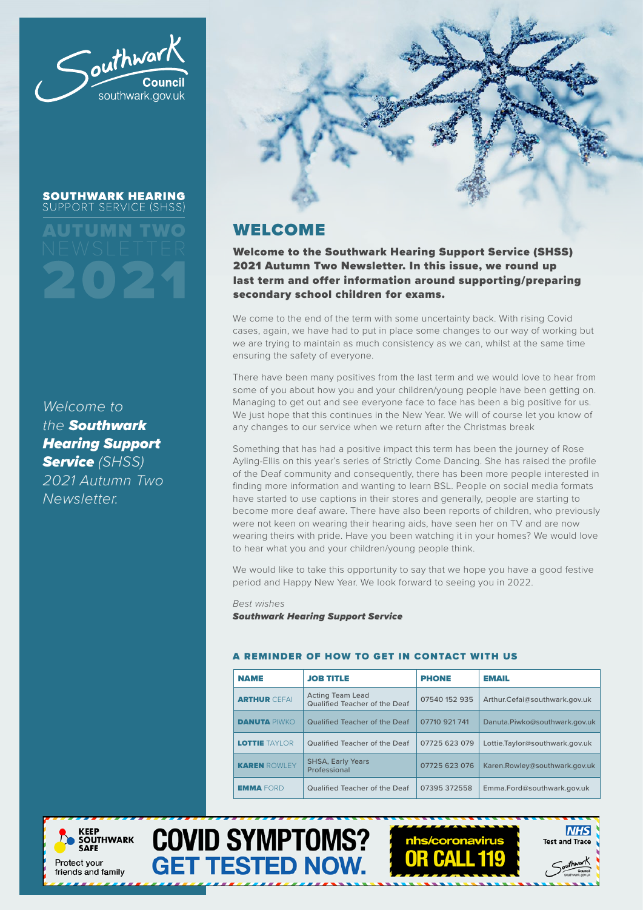Southwark Council
southwark.gov.uk

**SOUTHWARK HEARING** SUPPORT SERVICE (SHSS)

# AUTUMN TWO NEWSLETTER 2021

*Welcome to the* ***Southwark Hearing Support Service*** *(SHSS) 2021 Autumn Two Newsletter.*

## WELCOME

**Welcome to the Southwark Hearing Support Service (SHSS) 2021 Autumn Two Newsletter. In this issue, we round up last term and offer information around supporting/preparing secondary school children for exams.**

We come to the end of the term with some uncertainty back. With rising Covid cases, again, we have had to put in place some changes to our way of working but we are trying to maintain as much consistency as we can, whilst at the same time ensuring the safety of everyone.

There have been many positives from the last term and we would love to hear from some of you about how you and your children/young people have been getting on. Managing to get out and see everyone face to face has been a big positive for us. We just hope that this continues in the New Year. We will of course let you know of any changes to our service when we return after the Christmas break

Something that has had a positive impact this term has been the journey of Rose Ayling-Ellis on this year's series of Strictly Come Dancing. She has raised the profile of the Deaf community and consequently, there has been more people interested in finding more information and wanting to learn BSL. People on social media formats have started to use captions in their stores and generally, people are starting to become more deaf aware. There have also been reports of children, who previously were not keen on wearing their hearing aids, have seen her on TV and are now wearing theirs with pride. Have you been watching it in your homes? We would love to hear what you and your children/young people think.

We would like to take this opportunity to say that we hope you have a good festive period and Happy New Year. We look forward to seeing you in 2022.

*Best wishes*
***Southwark Hearing Support Service***

### A REMINDER OF HOW TO GET IN CONTACT WITH US

| NAME | JOB TITLE | PHONE | EMAIL |
|---|---|---|---|
| **ARTHUR** CEFAI | Acting Team Lead Qualified Teacher of the Deaf | 07540 152 935 | Arthur.Cefai@southwark.gov.uk |
| **DANUTA** PIWKO | Qualified Teacher of the Deaf | 07710 921 741 | Danuta.Piwko@southwark.gov.uk |
| **LOTTIE** TAYLOR | Qualified Teacher of the Deaf | 07725 623 079 | Lottie.Taylor@southwark.gov.uk |
| **KAREN** ROWLEY | SHSA, Early Years Professional | 07725 623 076 | Karen.Rowley@southwark.gov.uk |
| **EMMA** FORD | Qualified Teacher of the Deaf | 07395 372558 | Emma.Ford@southwark.gov.uk |

KEEP SOUTHWARK SAFE
Protect your friends and family

**COVID SYMPTOMS? GET TESTED NOW.**

nhs/coronavirus **OR CALL 119**

NHS Test and Trace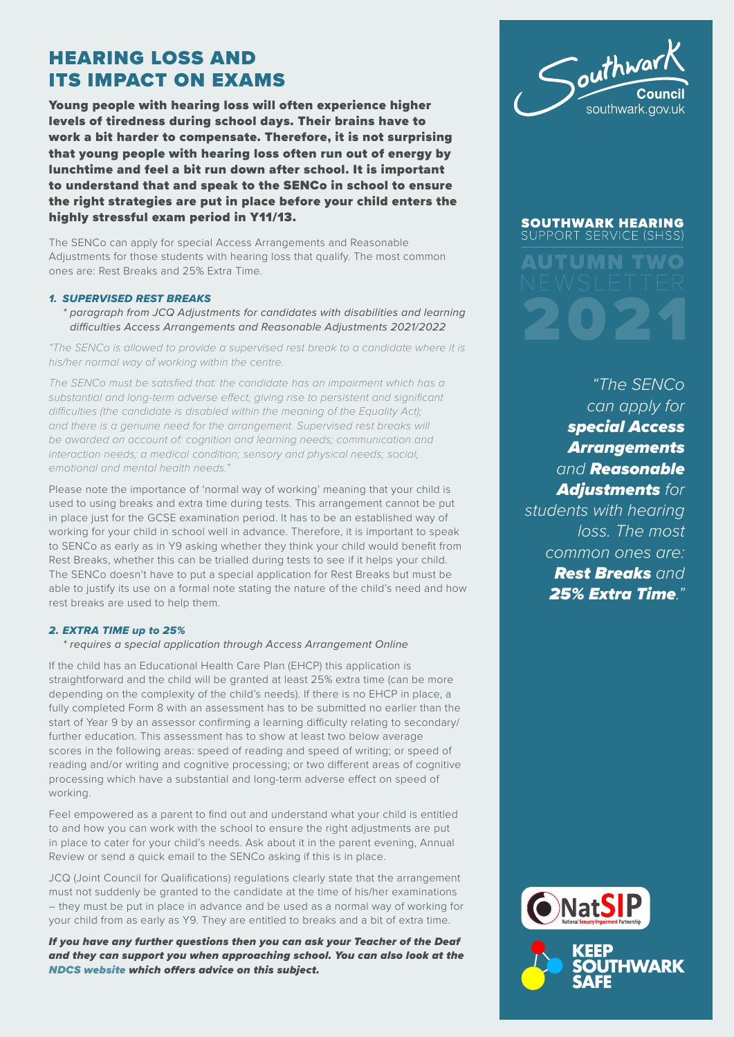# HEARING LOSS AND ITS IMPACT ON EXAMS

**Young people with hearing loss will often experience higher levels of tiredness during school days. Their brains have to work a bit harder to compensate. Therefore, it is not surprising that young people with hearing loss often run out of energy by lunchtime and feel a bit run down after school. It is important to understand that and speak to the SENCo in school to ensure the right strategies are put in place before your child enters the highly stressful exam period in Y11/13.**

The SENCo can apply for special Access Arrangements and Reasonable Adjustments for those students with hearing loss that qualify. The most common ones are: Rest Breaks and 25% Extra Time.

### *1. SUPERVISED REST BREAKS*

*\* paragraph from JCQ Adjustments for candidates with disabilities and learning difficulties Access Arrangements and Reasonable Adjustments 2021/2022*

*"The SENCo is allowed to provide a supervised rest break to a candidate where it is his/her normal way of working within the centre.*

*The SENCo must be satisfied that: the candidate has an impairment which has a substantial and long-term adverse effect, giving rise to persistent and significant difficulties (the candidate is disabled within the meaning of the Equality Act); and there is a genuine need for the arrangement. Supervised rest breaks will be awarded on account of: cognition and learning needs; communication and interaction needs; a medical condition; sensory and physical needs; social, emotional and mental health needs."*

Please note the importance of 'normal way of working' meaning that your child is used to using breaks and extra time during tests. This arrangement cannot be put in place just for the GCSE examination period. It has to be an established way of working for your child in school well in advance. Therefore, it is important to speak to SENCo as early as in Y9 asking whether they think your child would benefit from Rest Breaks, whether this can be trialled during tests to see if it helps your child. The SENCo doesn't have to put a special application for Rest Breaks but must be able to justify its use on a formal note stating the nature of the child's need and how rest breaks are used to help them.

### *2. EXTRA TIME up to 25%*

*\* requires a special application through Access Arrangement Online*

If the child has an Educational Health Care Plan (EHCP) this application is straightforward and the child will be granted at least 25% extra time (can be more depending on the complexity of the child's needs). If there is no EHCP in place, a fully completed Form 8 with an assessment has to be submitted no earlier than the start of Year 9 by an assessor confirming a learning difficulty relating to secondary/further education. This assessment has to show at least two below average scores in the following areas: speed of reading and speed of writing; or speed of reading and/or writing and cognitive processing; or two different areas of cognitive processing which have a substantial and long-term adverse effect on speed of working.

Feel empowered as a parent to find out and understand what your child is entitled to and how you can work with the school to ensure the right adjustments are put in place to cater for your child's needs. Ask about it in the parent evening, Annual Review or send a quick email to the SENCo asking if this is in place.

JCQ (Joint Council for Qualifications) regulations clearly state that the arrangement must not suddenly be granted to the candidate at the time of his/her examinations – they must be put in place in advance and be used as a normal way of working for your child from as early as Y9. They are entitled to breaks and a bit of extra time.

***If you have any further questions then you can ask your Teacher of the Deaf and they can support you when approaching school. You can also look at the NDCS website which offers advice on this subject.***

Southwark Council
southwark.gov.uk

**SOUTHWARK HEARING**
SUPPORT SERVICE (SHSS)

**AUTUMN TWO**
NEWSLETTER
**2021**

*"The SENCo can apply for **special Access Arrangements** and **Reasonable Adjustments** for students with hearing loss. The most common ones are: **Rest Breaks** and **25% Extra Time**."*

NatSIP
National Sensory Impairment Partnership

KEEP SOUTHWARK SAFE